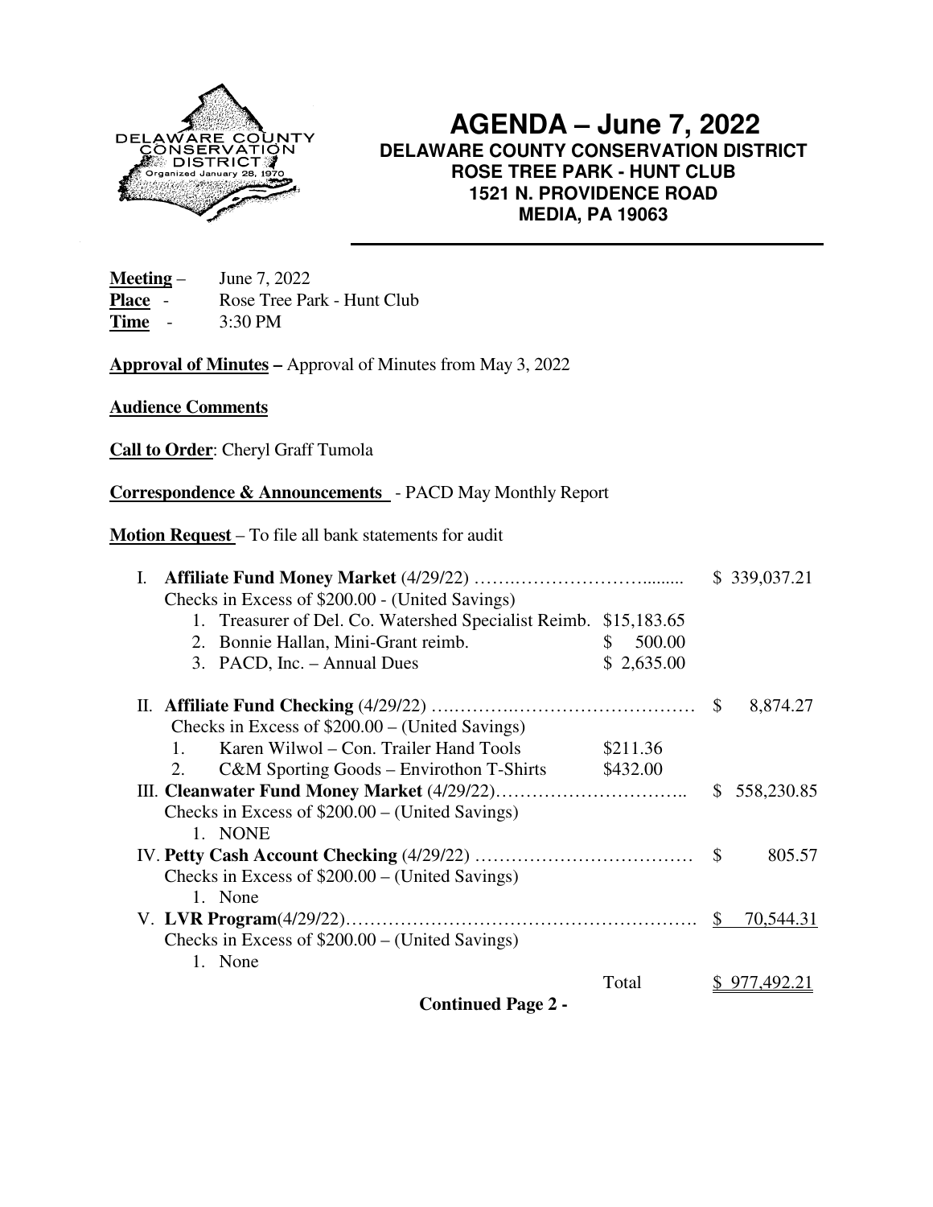# AGENDA – June 7, 2022

**DELAWARE COUNTY CONSERVATION DISTRICT**
**ROSE TREE PARK - HUNT CLUB**
**1521 N. PROVIDENCE ROAD**
**MEDIA, PA 19063**

**Meeting** – June 7, 2022
**Place** - Rose Tree Park - Hunt Club
**Time** - 3:30 PM

**Approval of Minutes –** Approval of Minutes from May 3, 2022

**Audience Comments**

**Call to Order**: Cheryl Graff Tumola

**Correspondence & Announcements** - PACD May Monthly Report

**Motion Request** – To file all bank statements for audit

I. **Affiliate Fund Money Market** (4/29/22) ................................ $ 339,037.21
   Checks in Excess of $200.00 - (United Savings)
   1. Treasurer of Del. Co. Watershed Specialist Reimb. $15,183.65
   2. Bonnie Hallan, Mini-Grant reimb. $ 500.00
   3. PACD, Inc. – Annual Dues $ 2,635.00

II. **Affiliate Fund Checking** (4/29/22) ................................ $ 8,874.27
   Checks in Excess of $200.00 – (United Savings)
   1. Karen Wilwol – Con. Trailer Hand Tools $211.36
   2. C&M Sporting Goods – Envirothon T-Shirts $432.00

III. **Cleanwater Fund Money Market** (4/29/22)................................ $ 558,230.85
   Checks in Excess of $200.00 – (United Savings)
   1. NONE

IV. **Petty Cash Account Checking** (4/29/22) ................................ $ 805.57
   Checks in Excess of $200.00 – (United Savings)
   1. None

V. **LVR Program**(4/29/22)................................ $ 70,544.31
   Checks in Excess of $200.00 – (United Savings)
   1. None

Total $ 977,492.21

**Continued Page 2 -**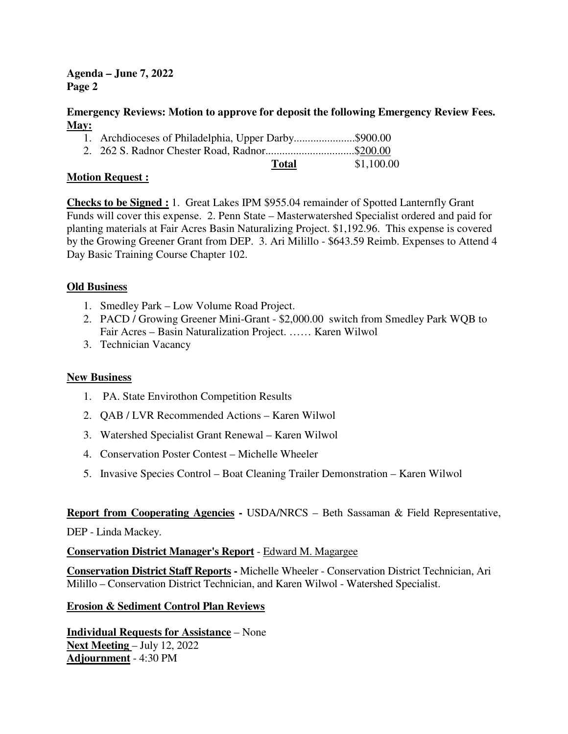**Agenda – June 7, 2022**
**Page 2**

**Emergency Reviews: Motion to approve for deposit the following Emergency Review Fees.**
**May:**

1. Archdioceses of Philadelphia, Upper Darby......................$900.00
2. 262 S. Radnor Chester Road, Radnor................................$200.00

**Total** $1,100.00

**Motion Request :**

**Checks to be Signed :** 1. Great Lakes IPM $955.04 remainder of Spotted Lanternfly Grant Funds will cover this expense. 2. Penn State – Masterwatershed Specialist ordered and paid for planting materials at Fair Acres Basin Naturalizing Project. $1,192.96. This expense is covered by the Growing Greener Grant from DEP. 3. Ari Milillo - $643.59 Reimb. Expenses to Attend 4 Day Basic Training Course Chapter 102.

**Old Business**

1. Smedley Park – Low Volume Road Project.
2. PACD / Growing Greener Mini-Grant - $2,000.00 switch from Smedley Park WQB to Fair Acres – Basin Naturalization Project. …… Karen Wilwol
3. Technician Vacancy

**New Business**

1. PA. State Envirothon Competition Results
2. QAB / LVR Recommended Actions – Karen Wilwol
3. Watershed Specialist Grant Renewal – Karen Wilwol
4. Conservation Poster Contest – Michelle Wheeler
5. Invasive Species Control – Boat Cleaning Trailer Demonstration – Karen Wilwol

**Report from Cooperating Agencies -** USDA/NRCS – Beth Sassaman & Field Representative, DEP - Linda Mackey.

**Conservation District Manager's Report** - Edward M. Magargee

**Conservation District Staff Reports -** Michelle Wheeler - Conservation District Technician, Ari Milillo – Conservation District Technician, and Karen Wilwol - Watershed Specialist.

**Erosion & Sediment Control Plan Reviews**

**Individual Requests for Assistance** – None
**Next Meeting** – July 12, 2022
**Adjournment** - 4:30 PM